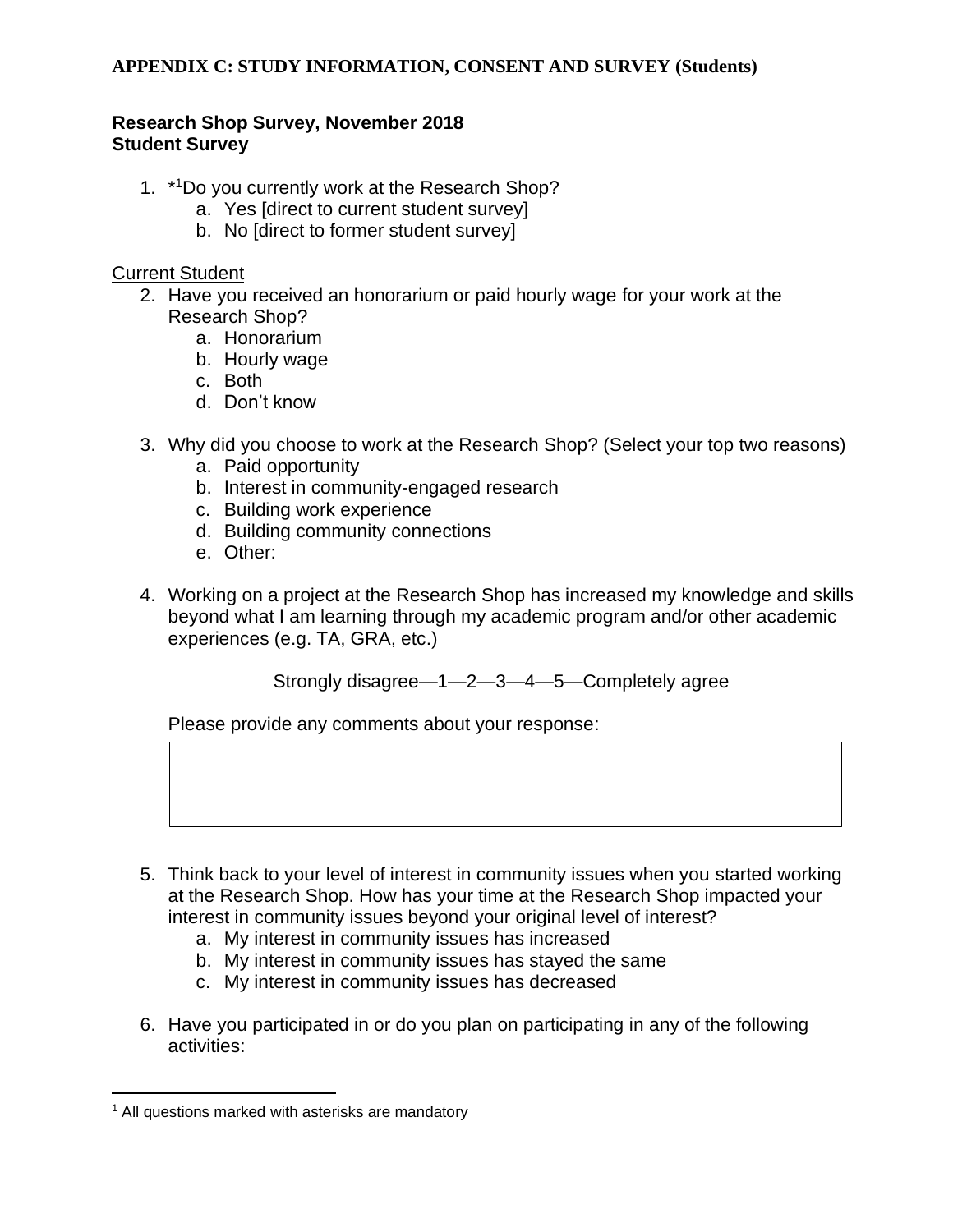**APPENDIX C: STUDY INFORMATION, CONSENT AND SURVEY (Students)**

**Research Shop Survey, November 2018**
**Student Survey**

1. *[1]Do you currently work at the Research Shop?
    a. Yes [direct to current student survey]
    b. No [direct to former student survey]

<u>Current Student</u>

2. Have you received an honorarium or paid hourly wage for your work at the Research Shop?
    a. Honorarium
    b. Hourly wage
    c. Both
    d. Don't know

3. Why did you choose to work at the Research Shop? (Select your top two reasons)
    a. Paid opportunity
    b. Interest in community-engaged research
    c. Building work experience
    d. Building community connections
    e. Other:

4. Working on a project at the Research Shop has increased my knowledge and skills beyond what I am learning through my academic program and/or other academic experiences (e.g. TA, GRA, etc.)

    Strongly disagree—1—2—3—4—5—Completely agree

    Please provide any comments about your response:

5. Think back to your level of interest in community issues when you started working at the Research Shop. How has your time at the Research Shop impacted your interest in community issues beyond your original level of interest?
    a. My interest in community issues has increased
    b. My interest in community issues has stayed the same
    c. My interest in community issues has decreased

6. Have you participated in or do you plan on participating in any of the following activities:

[1] All questions marked with asterisks are mandatory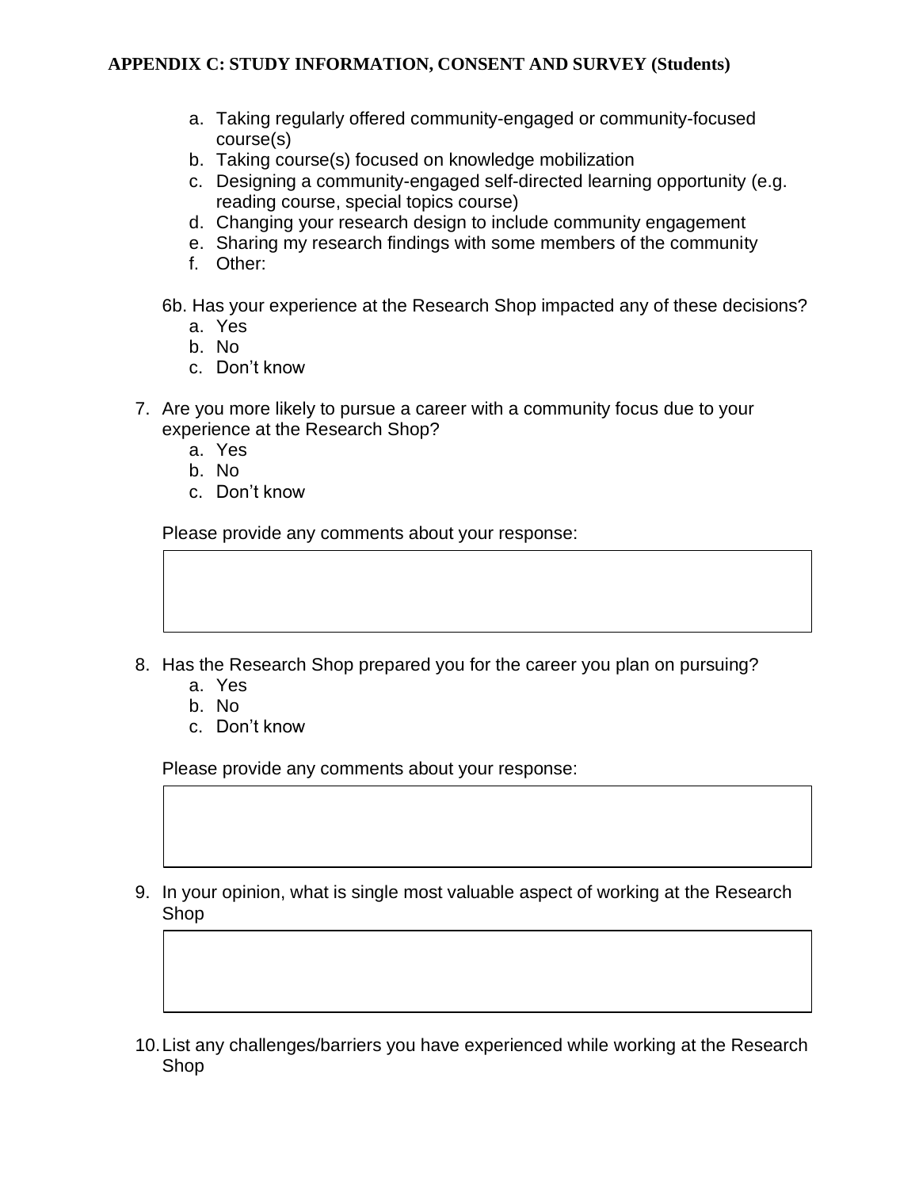**APPENDIX C: STUDY INFORMATION, CONSENT AND SURVEY (Students)**

   a. Taking regularly offered community-engaged or community-focused course(s)
   b. Taking course(s) focused on knowledge mobilization
   c. Designing a community-engaged self-directed learning opportunity (e.g. reading course, special topics course)
   d. Changing your research design to include community engagement
   e. Sharing my research findings with some members of the community
   f. Other:

6b. Has your experience at the Research Shop impacted any of these decisions?
   a. Yes
   b. No
   c. Don't know

7. Are you more likely to pursue a career with a community focus due to your experience at the Research Shop?
   a. Yes
   b. No
   c. Don't know

   Please provide any comments about your response:

8. Has the Research Shop prepared you for the career you plan on pursuing?
   a. Yes
   b. No
   c. Don't know

   Please provide any comments about your response:

9. In your opinion, what is single most valuable aspect of working at the Research Shop

10. List any challenges/barriers you have experienced while working at the Research Shop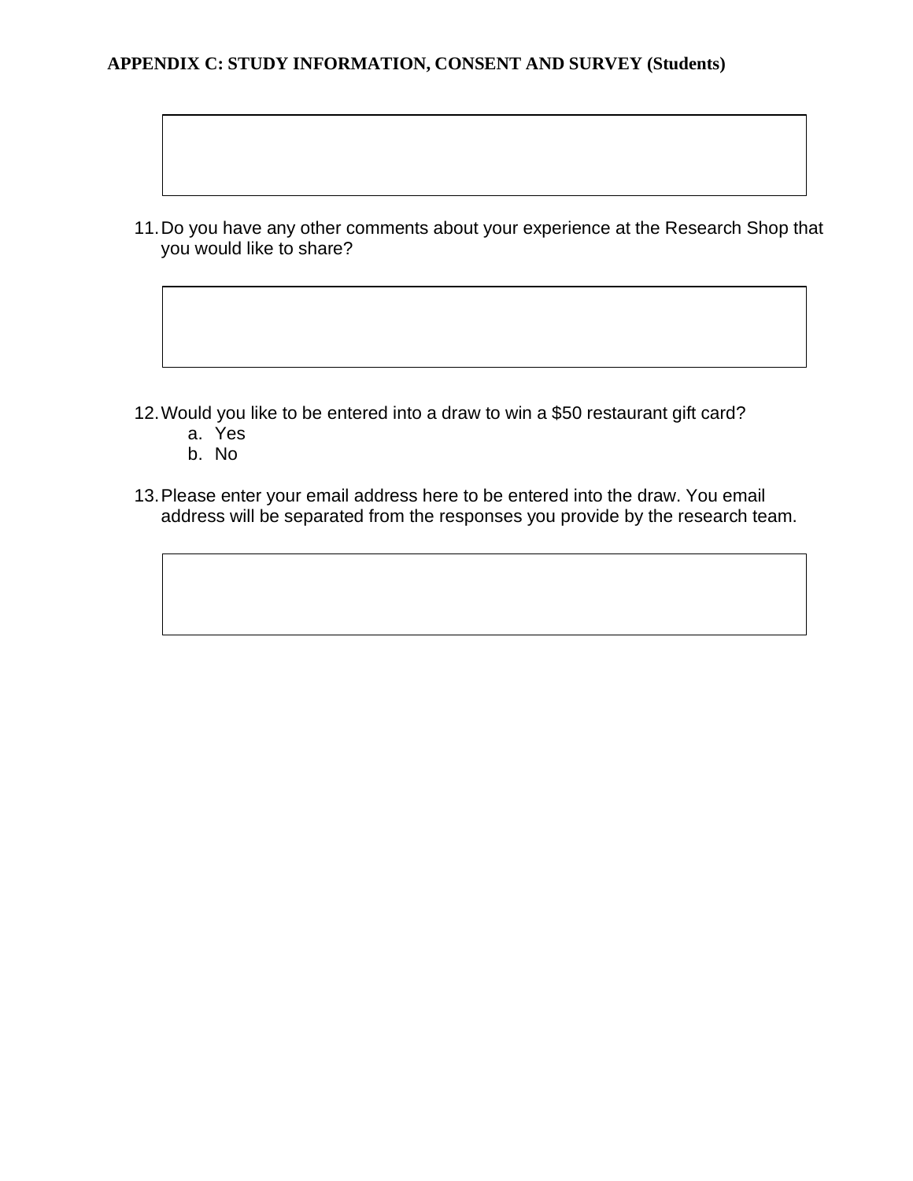**APPENDIX C: STUDY INFORMATION, CONSENT AND SURVEY (Students)**

11. Do you have any other comments about your experience at the Research Shop that you would like to share?

12. Would you like to be entered into a draw to win a $50 restaurant gift card?
    a. Yes
    b. No

13. Please enter your email address here to be entered into the draw. You email address will be separated from the responses you provide by the research team.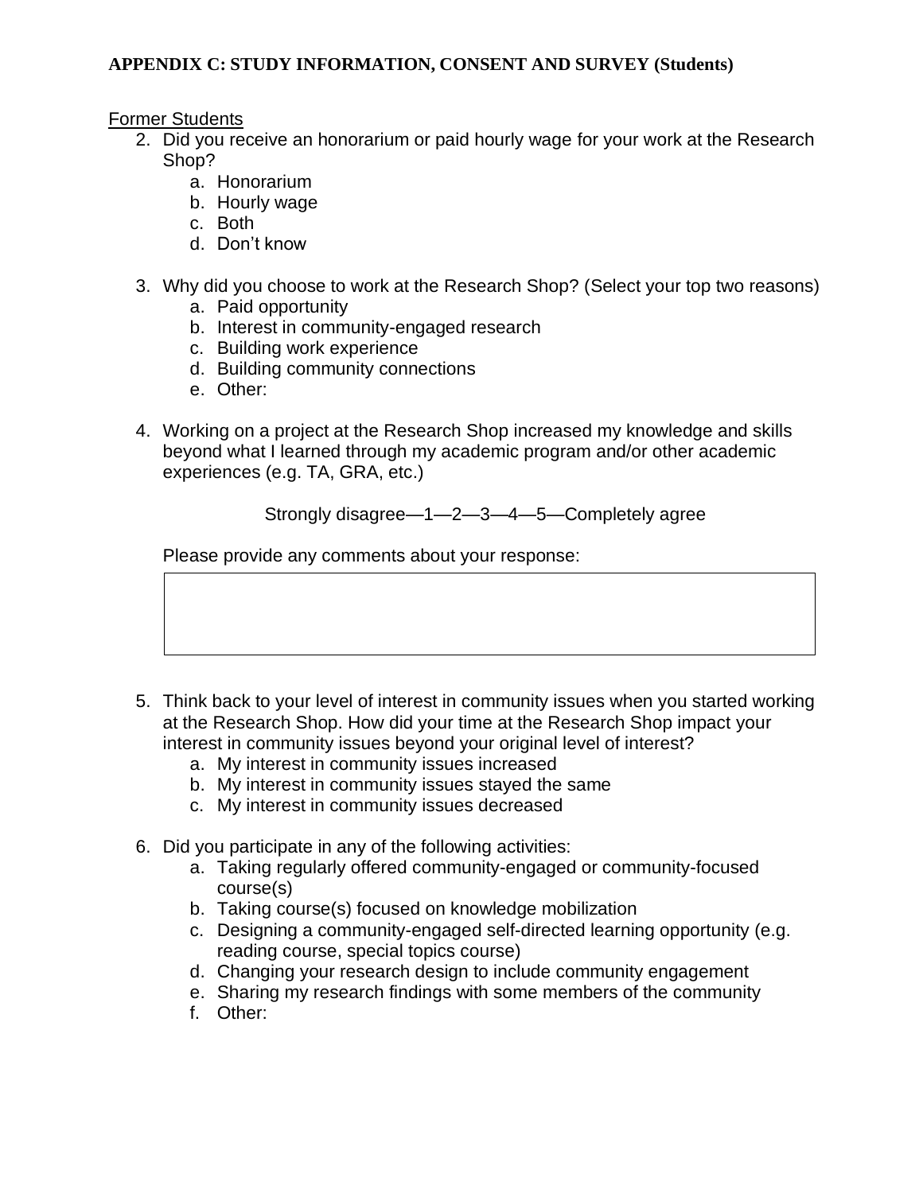**APPENDIX C: STUDY INFORMATION, CONSENT AND SURVEY (Students)**

Former Students

2. Did you receive an honorarium or paid hourly wage for your work at the Research Shop?
   a. Honorarium
   b. Hourly wage
   c. Both
   d. Don't know

3. Why did you choose to work at the Research Shop? (Select your top two reasons)
   a. Paid opportunity
   b. Interest in community-engaged research
   c. Building work experience
   d. Building community connections
   e. Other:

4. Working on a project at the Research Shop increased my knowledge and skills beyond what I learned through my academic program and/or other academic experiences (e.g. TA, GRA, etc.)

   Strongly disagree—1—2—3—4—5—Completely agree

   Please provide any comments about your response:

5. Think back to your level of interest in community issues when you started working at the Research Shop. How did your time at the Research Shop impact your interest in community issues beyond your original level of interest?
   a. My interest in community issues increased
   b. My interest in community issues stayed the same
   c. My interest in community issues decreased

6. Did you participate in any of the following activities:
   a. Taking regularly offered community-engaged or community-focused course(s)
   b. Taking course(s) focused on knowledge mobilization
   c. Designing a community-engaged self-directed learning opportunity (e.g. reading course, special topics course)
   d. Changing your research design to include community engagement
   e. Sharing my research findings with some members of the community
   f. Other: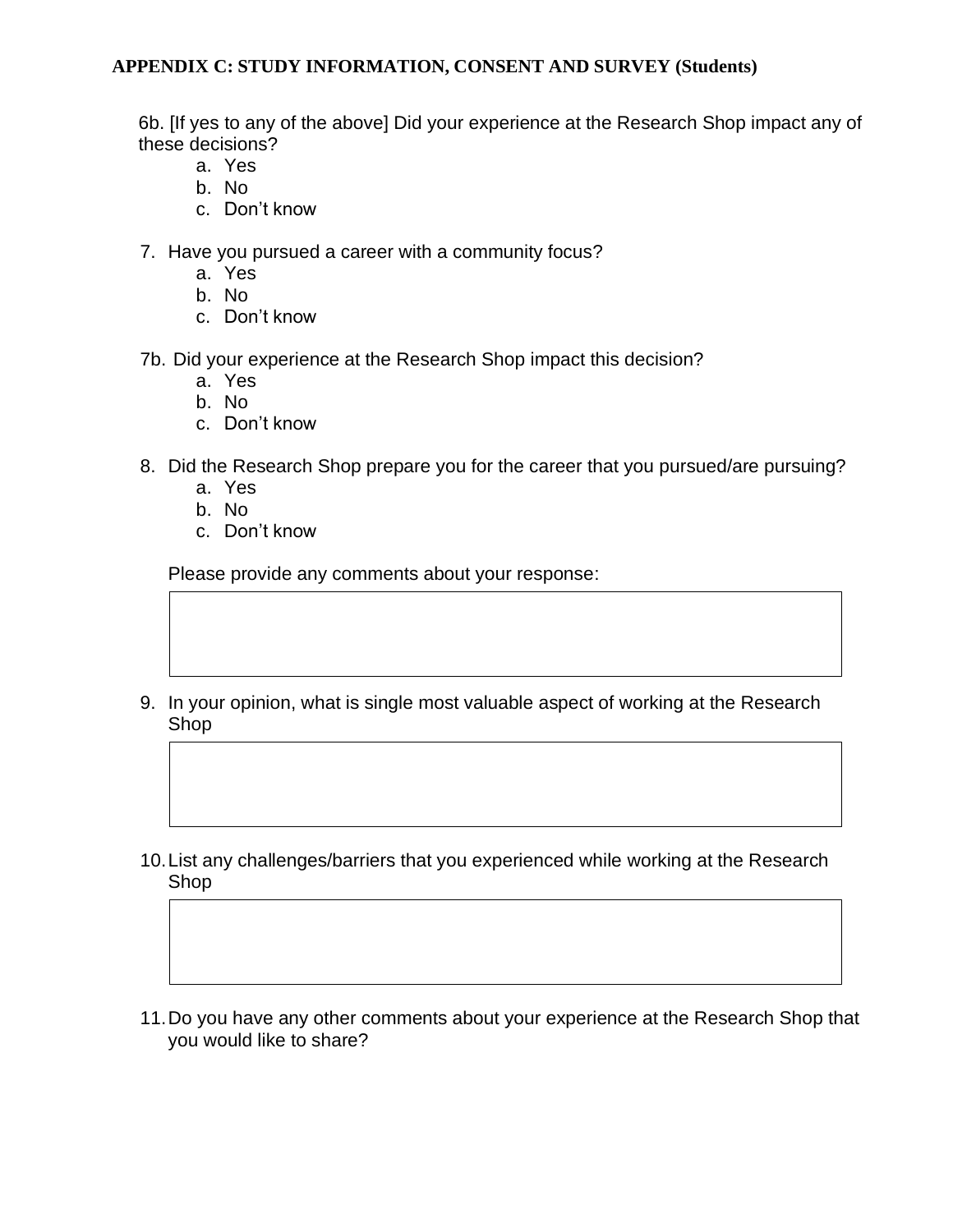**APPENDIX C: STUDY INFORMATION, CONSENT AND SURVEY (Students)**

6b. [If yes to any of the above] Did your experience at the Research Shop impact any of these decisions?

a. Yes
b. No
c. Don't know

7. Have you pursued a career with a community focus?
   a. Yes
   b. No
   c. Don't know

7b. Did your experience at the Research Shop impact this decision?

a. Yes
b. No
c. Don't know

8. Did the Research Shop prepare you for the career that you pursued/are pursuing?
   a. Yes
   b. No
   c. Don't know

   Please provide any comments about your response:

9. In your opinion, what is single most valuable aspect of working at the Research Shop

10. List any challenges/barriers that you experienced while working at the Research Shop

11. Do you have any other comments about your experience at the Research Shop that you would like to share?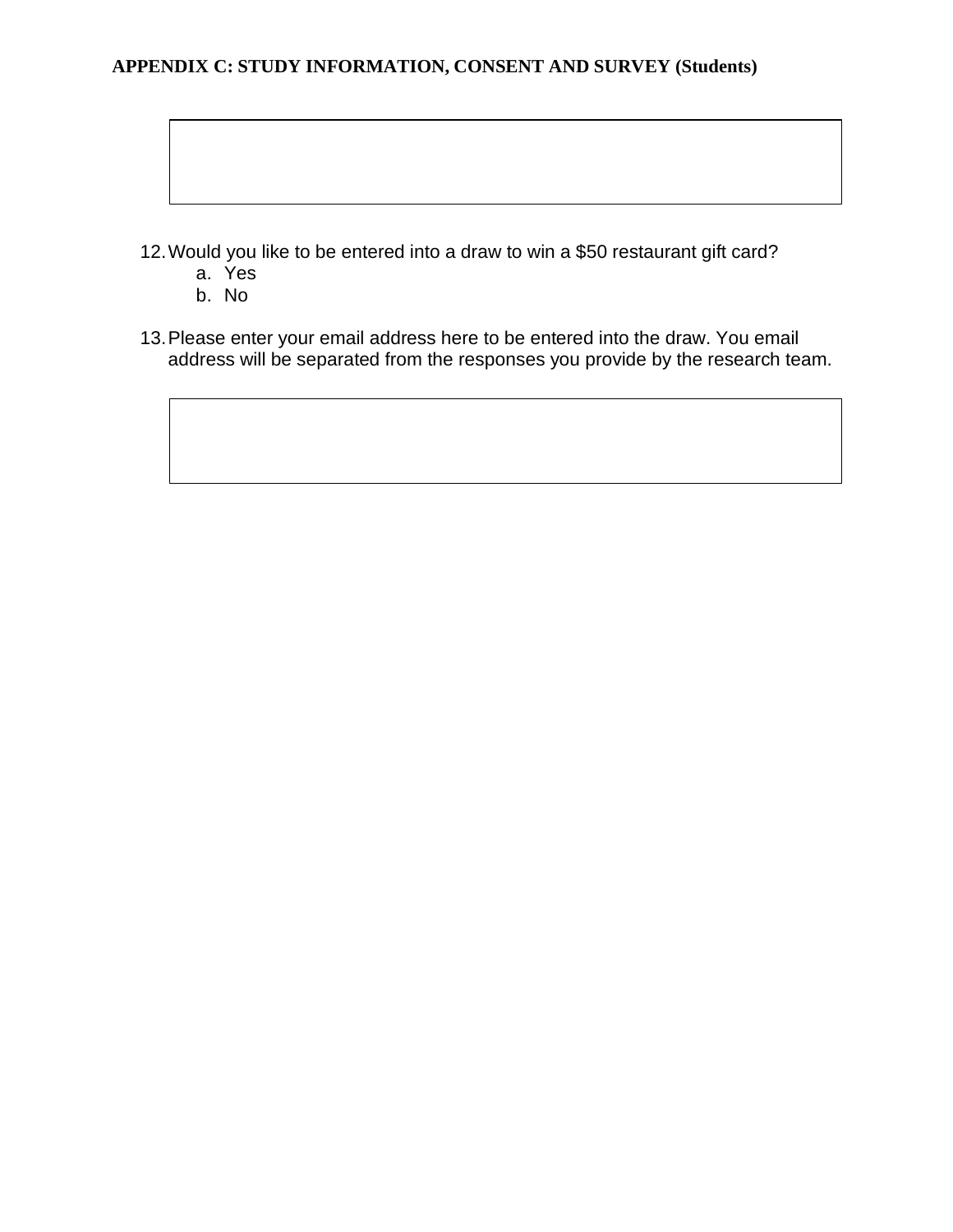**APPENDIX C: STUDY INFORMATION, CONSENT AND SURVEY (Students)**

12. Would you like to be entered into a draw to win a $50 restaurant gift card?
    a. Yes
    b. No

13. Please enter your email address here to be entered into the draw. You email address will be separated from the responses you provide by the research team.